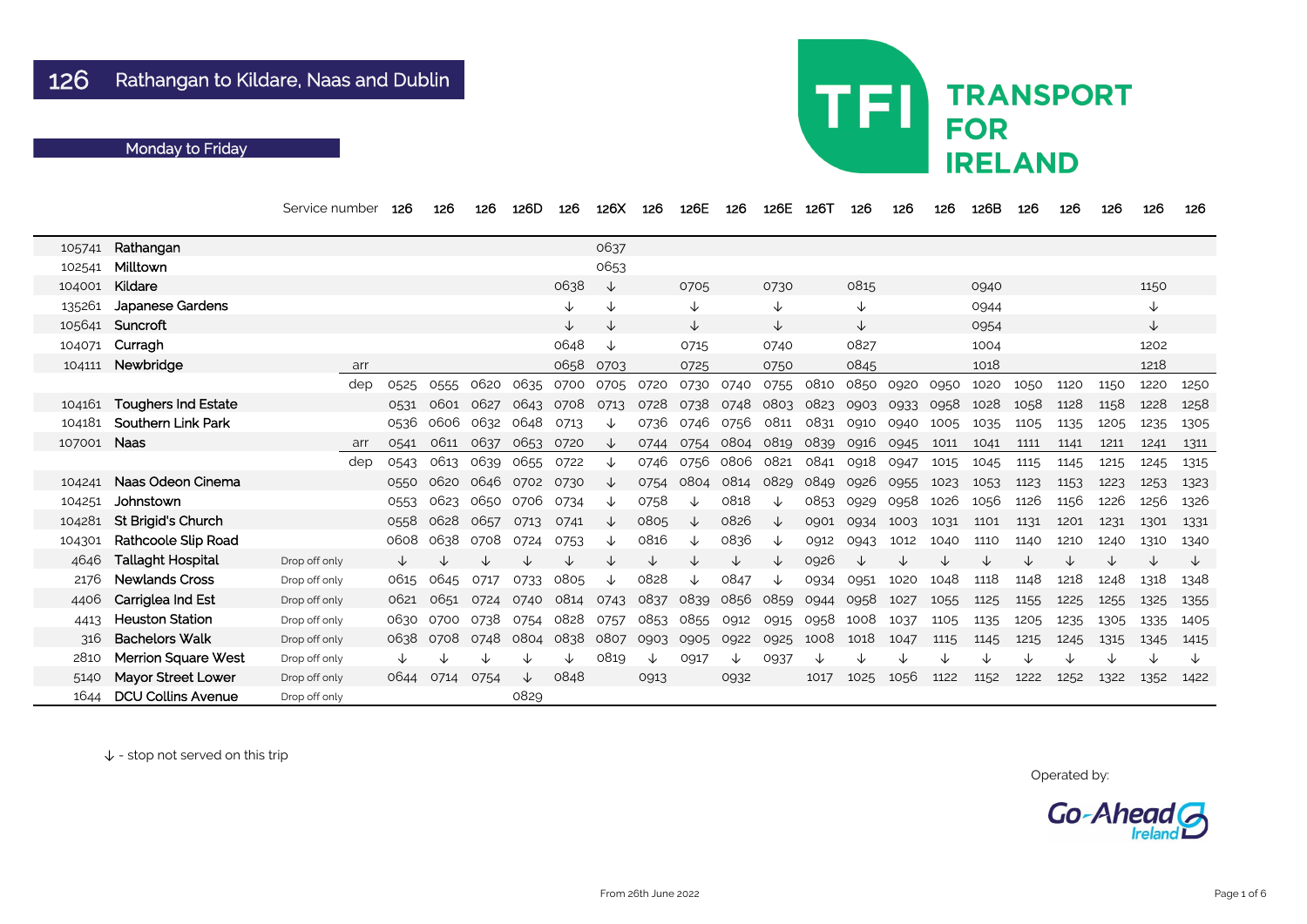# 126 Rathangan to Kildare, Naas and Dublin

**TFI TRANSPORT FOR IRELAND**

## Monday to Friday

| | | Service number | | 126 | 126 | 126 | 126D | 126 | 126X | 126 | 126E | 126 | 126E | 126T | 126 | 126 | 126 | 126B | 126 | 126 | 126 | 126 | 126 |
|---|---|---|---|---|---|---|---|---|---|---|---|---|---|---|---|---|---|---|---|---|---|---|---|
| 105741 | Rathangan | | | | | | | | 0637 | | | | | | | | | | | | | | |
| 102541 | Milltown | | | | | | | | 0653 | | | | | | | | | | | | | | |
| 104001 | Kildare | | | | | | | 0638 | ↓ | | 0705 | | 0730 | | 0815 | | | 0940 | | | | 1150 | |
| 135261 | Japanese Gardens | | | | | | | ↓ | ↓ | | ↓ | | ↓ | | ↓ | | | 0944 | | | | ↓ | |
| 105641 | Suncroft | | | | | | | ↓ | ↓ | | ↓ | | ↓ | | ↓ | | | 0954 | | | | ↓ | |
| 104071 | Curragh | | | | | | | 0648 | ↓ | | 0715 | | 0740 | | 0827 | | | 1004 | | | | 1202 | |
| 104111 | Newbridge | | arr | | | | | 0658 | 0703 | | 0725 | | 0750 | | 0845 | | | 1018 | | | | 1218 | |
| | | | dep | 0525 | 0555 | 0620 | 0635 | 0700 | 0705 | 0720 | 0730 | 0740 | 0755 | 0810 | 0850 | 0920 | 0950 | 1020 | 1050 | 1120 | 1150 | 1220 | 1250 |
| 104161 | Toughers Ind Estate | | | 0531 | 0601 | 0627 | 0643 | 0708 | 0713 | 0728 | 0738 | 0748 | 0803 | 0823 | 0903 | 0933 | 0958 | 1028 | 1058 | 1128 | 1158 | 1228 | 1258 |
| 104181 | Southern Link Park | | | 0536 | 0606 | 0632 | 0648 | 0713 | ↓ | 0736 | 0746 | 0756 | 0811 | 0831 | 0910 | 0940 | 1005 | 1035 | 1105 | 1135 | 1205 | 1235 | 1305 |
| 107001 | Naas | | arr | 0541 | 0611 | 0637 | 0653 | 0720 | ↓ | 0744 | 0754 | 0804 | 0819 | 0839 | 0916 | 0945 | 1011 | 1041 | 1111 | 1141 | 1211 | 1241 | 1311 |
| | | | dep | 0543 | 0613 | 0639 | 0655 | 0722 | ↓ | 0746 | 0756 | 0806 | 0821 | 0841 | 0918 | 0947 | 1015 | 1045 | 1115 | 1145 | 1215 | 1245 | 1315 |
| 104241 | Naas Odeon Cinema | | | 0550 | 0620 | 0646 | 0702 | 0730 | ↓ | 0754 | 0804 | 0814 | 0829 | 0849 | 0926 | 0955 | 1023 | 1053 | 1123 | 1153 | 1223 | 1253 | 1323 |
| 104251 | Johnstown | | | 0553 | 0623 | 0650 | 0706 | 0734 | ↓ | 0758 | ↓ | 0818 | ↓ | 0853 | 0929 | 0958 | 1026 | 1056 | 1126 | 1156 | 1226 | 1256 | 1326 |
| 104281 | St Brigid's Church | | | 0558 | 0628 | 0657 | 0713 | 0741 | ↓ | 0805 | ↓ | 0826 | ↓ | 0901 | 0934 | 1003 | 1031 | 1101 | 1131 | 1201 | 1231 | 1301 | 1331 |
| 104301 | Rathcoole Slip Road | | | 0608 | 0638 | 0708 | 0724 | 0753 | ↓ | 0816 | ↓ | 0836 | ↓ | 0912 | 0943 | 1012 | 1040 | 1110 | 1140 | 1210 | 1240 | 1310 | 1340 |
| 4646 | Tallaght Hospital | Drop off only | | ↓ | ↓ | ↓ | ↓ | ↓ | ↓ | ↓ | ↓ | ↓ | ↓ | 0926 | ↓ | ↓ | ↓ | ↓ | ↓ | ↓ | ↓ | ↓ | ↓ |
| 2176 | Newlands Cross | Drop off only | | 0615 | 0645 | 0717 | 0733 | 0805 | ↓ | 0828 | ↓ | 0847 | ↓ | 0934 | 0951 | 1020 | 1048 | 1118 | 1148 | 1218 | 1248 | 1318 | 1348 |
| 4406 | Carriglea Ind Est | Drop off only | | 0621 | 0651 | 0724 | 0740 | 0814 | 0743 | 0837 | 0839 | 0856 | 0859 | 0944 | 0958 | 1027 | 1055 | 1125 | 1155 | 1225 | 1255 | 1325 | 1355 |
| 4413 | Heuston Station | Drop off only | | 0630 | 0700 | 0738 | 0754 | 0828 | 0757 | 0853 | 0855 | 0912 | 0915 | 0958 | 1008 | 1037 | 1105 | 1135 | 1205 | 1235 | 1305 | 1335 | 1405 |
| 316 | Bachelors Walk | Drop off only | | 0638 | 0708 | 0748 | 0804 | 0838 | 0807 | 0903 | 0905 | 0922 | 0925 | 1008 | 1018 | 1047 | 1115 | 1145 | 1215 | 1245 | 1315 | 1345 | 1415 |
| 2810 | Merrion Square West | Drop off only | | ↓ | ↓ | ↓ | ↓ | ↓ | 0819 | ↓ | 0917 | ↓ | 0937 | ↓ | ↓ | ↓ | ↓ | ↓ | ↓ | ↓ | ↓ | ↓ | ↓ |
| 5140 | Mayor Street Lower | Drop off only | | 0644 | 0714 | 0754 | ↓ | 0848 | | 0913 | | 0932 | | 1017 | 1025 | 1056 | 1122 | 1152 | 1222 | 1252 | 1322 | 1352 | 1422 |
| 1644 | DCU Collins Avenue | Drop off only | | | | | 0829 | | | | | | | | | | | | | | | | |

↓ - stop not served on this trip

Operated by: Go-Ahead Ireland

From 26th June 2022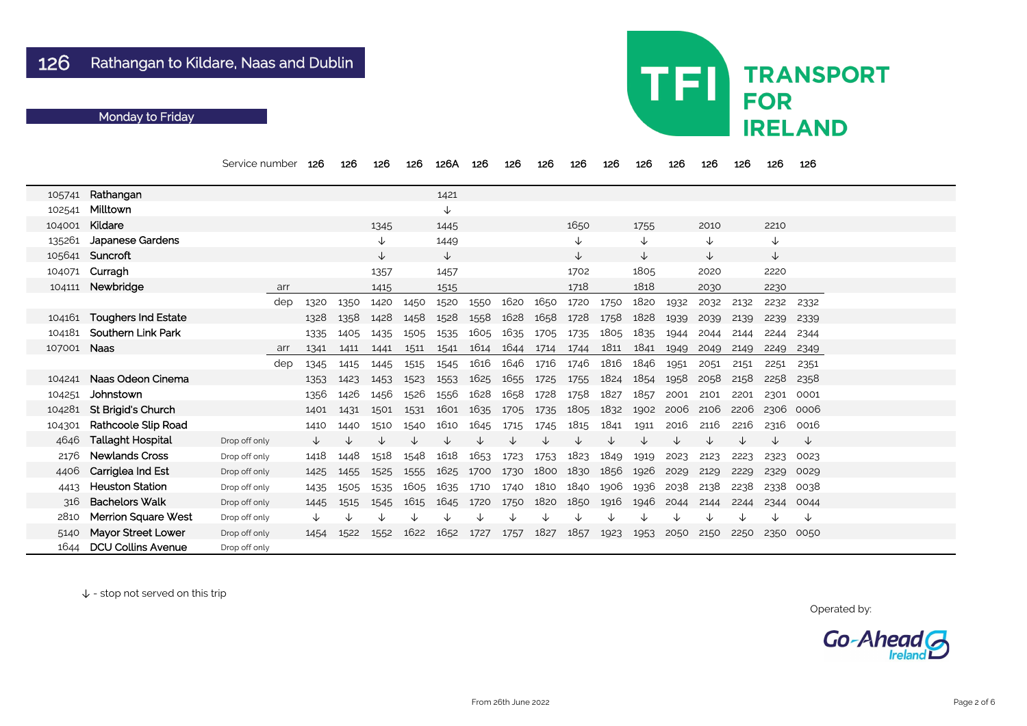# 126 Rathangan to Kildare, Naas and Dublin

TRANSPORT FOR IRELAND

## Monday to Friday

| | | | | 126 | 126 | 126 | 126 | 126A | 126 | 126 | 126 | 126 | 126 | 126 | 126 | 126 | 126 | 126 | 126 |
|---|---|---|---|---|---|---|---|---|---|---|---|---|---|---|---|---|---|---|---|
| | | | Service number | | | | | | | | | | | | | | | | |
| 105741 | Rathangan | | | | | | | 1421 | | | | | | | | | | | |
| 102541 | Milltown | | | | | | | ↓ | | | | | | | | | | | |
| 104001 | Kildare | | | | | 1345 | | 1445 | | | | 1650 | | 1755 | | 2010 | | 2210 | |
| 135261 | Japanese Gardens | | | | | ↓ | | 1449 | | | | ↓ | | ↓ | | ↓ | | ↓ | |
| 105641 | Suncroft | | | | | ↓ | | ↓ | | | | ↓ | | ↓ | | ↓ | | ↓ | |
| 104071 | Curragh | | | | | 1357 | | 1457 | | | | 1702 | | 1805 | | 2020 | | 2220 | |
| 104111 | Newbridge | | arr | | | 1415 | | 1515 | | | | 1718 | | 1818 | | 2030 | | 2230 | |
| | | | dep | 1320 | 1350 | 1420 | 1450 | 1520 | 1550 | 1620 | 1650 | 1720 | 1750 | 1820 | 1932 | 2032 | 2132 | 2232 | 2332 |
| 104161 | Toughers Ind Estate | | | 1328 | 1358 | 1428 | 1458 | 1528 | 1558 | 1628 | 1658 | 1728 | 1758 | 1828 | 1939 | 2039 | 2139 | 2239 | 2339 |
| 104181 | Southern Link Park | | | 1335 | 1405 | 1435 | 1505 | 1535 | 1605 | 1635 | 1705 | 1735 | 1805 | 1835 | 1944 | 2044 | 2144 | 2244 | 2344 |
| 107001 | Naas | | arr | 1341 | 1411 | 1441 | 1511 | 1541 | 1614 | 1644 | 1714 | 1744 | 1811 | 1841 | 1949 | 2049 | 2149 | 2249 | 2349 |
| | | | dep | 1345 | 1415 | 1445 | 1515 | 1545 | 1616 | 1646 | 1716 | 1746 | 1816 | 1846 | 1951 | 2051 | 2151 | 2251 | 2351 |
| 104241 | Naas Odeon Cinema | | | 1353 | 1423 | 1453 | 1523 | 1553 | 1625 | 1655 | 1725 | 1755 | 1824 | 1854 | 1958 | 2058 | 2158 | 2258 | 2358 |
| 104251 | Johnstown | | | 1356 | 1426 | 1456 | 1526 | 1556 | 1628 | 1658 | 1728 | 1758 | 1827 | 1857 | 2001 | 2101 | 2201 | 2301 | 0001 |
| 104281 | St Brigid's Church | | | 1401 | 1431 | 1501 | 1531 | 1601 | 1635 | 1705 | 1735 | 1805 | 1832 | 1902 | 2006 | 2106 | 2206 | 2306 | 0006 |
| 104301 | Rathcoole Slip Road | | | 1410 | 1440 | 1510 | 1540 | 1610 | 1645 | 1715 | 1745 | 1815 | 1841 | 1911 | 2016 | 2116 | 2216 | 2316 | 0016 |
| 4646 | Tallaght Hospital | Drop off only | | ↓ | ↓ | ↓ | ↓ | ↓ | ↓ | ↓ | ↓ | ↓ | ↓ | ↓ | ↓ | ↓ | ↓ | ↓ | ↓ |
| 2176 | Newlands Cross | Drop off only | | 1418 | 1448 | 1518 | 1548 | 1618 | 1653 | 1723 | 1753 | 1823 | 1849 | 1919 | 2023 | 2123 | 2223 | 2323 | 0023 |
| 4406 | Carriglea Ind Est | Drop off only | | 1425 | 1455 | 1525 | 1555 | 1625 | 1700 | 1730 | 1800 | 1830 | 1856 | 1926 | 2029 | 2129 | 2229 | 2329 | 0029 |
| 4413 | Heuston Station | Drop off only | | 1435 | 1505 | 1535 | 1605 | 1635 | 1710 | 1740 | 1810 | 1840 | 1906 | 1936 | 2038 | 2138 | 2238 | 2338 | 0038 |
| 316 | Bachelors Walk | Drop off only | | 1445 | 1515 | 1545 | 1615 | 1645 | 1720 | 1750 | 1820 | 1850 | 1916 | 1946 | 2044 | 2144 | 2244 | 2344 | 0044 |
| 2810 | Merrion Square West | Drop off only | | ↓ | ↓ | ↓ | ↓ | ↓ | ↓ | ↓ | ↓ | ↓ | ↓ | ↓ | ↓ | ↓ | ↓ | ↓ | ↓ |
| 5140 | Mayor Street Lower | Drop off only | | 1454 | 1522 | 1552 | 1622 | 1652 | 1727 | 1757 | 1827 | 1857 | 1923 | 1953 | 2050 | 2150 | 2250 | 2350 | 0050 |
| 1644 | DCU Collins Avenue | Drop off only | | | | | | | | | | | | | | | | | |

↓ - stop not served on this trip

Operated by: Go-Ahead Ireland

From 26th June 2022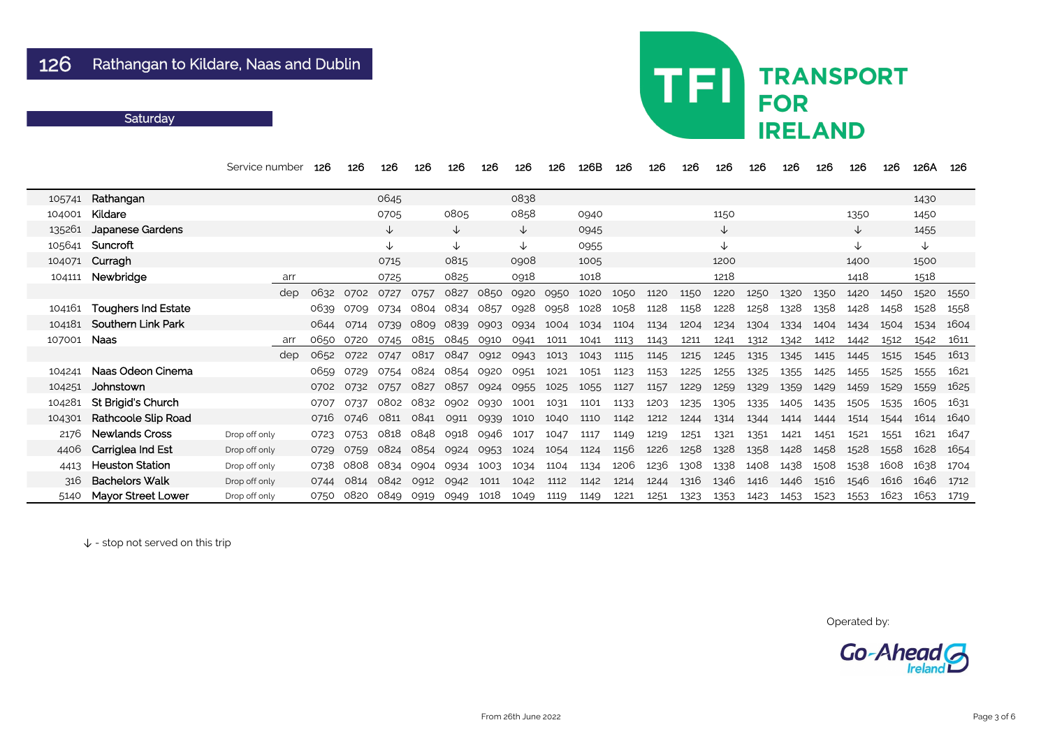# 126 Rathangan to Kildare, Naas and Dublin

**Saturday**

TFI TRANSPORT FOR IRELAND

| | | Service number | | 126 | 126 | 126 | 126 | 126 | 126 | 126 | 126 | 126B | 126 | 126 | 126 | 126 | 126 | 126 | 126 | 126 | 126 | 126A | 126 |
|---|---|---|---|---|---|---|---|---|---|---|---|---|---|---|---|---|---|---|---|---|---|---|---|
| 105741 | Rathangan | | | | | 0645 | | | | 0838 | | | | | | | | | | | | 1430 | |
| 104001 | Kildare | | | | | 0705 | | 0805 | | 0858 | | 0940 | | | | 1150 | | | | 1350 | | 1450 | |
| 135261 | Japanese Gardens | | | | | ↓ | | ↓ | | ↓ | | 0945 | | | | ↓ | | | | ↓ | | 1455 | |
| 105641 | Suncroft | | | | | ↓ | | ↓ | | ↓ | | 0955 | | | | ↓ | | | | ↓ | | ↓ | |
| 104071 | Curragh | | | | | 0715 | | 0815 | | 0908 | | 1005 | | | | 1200 | | | | 1400 | | 1500 | |
| 104111 | Newbridge | | arr | | | 0725 | | 0825 | | 0918 | | 1018 | | | | 1218 | | | | 1418 | | 1518 | |
| | | | dep | 0632 | 0702 | 0727 | 0757 | 0827 | 0850 | 0920 | 0950 | 1020 | 1050 | 1120 | 1150 | 1220 | 1250 | 1320 | 1350 | 1420 | 1450 | 1520 | 1550 |
| 104161 | Toughers Ind Estate | | | 0639 | 0709 | 0734 | 0804 | 0834 | 0857 | 0928 | 0958 | 1028 | 1058 | 1128 | 1158 | 1228 | 1258 | 1328 | 1358 | 1428 | 1458 | 1528 | 1558 |
| 104181 | Southern Link Park | | | 0644 | 0714 | 0739 | 0809 | 0839 | 0903 | 0934 | 1004 | 1034 | 1104 | 1134 | 1204 | 1234 | 1304 | 1334 | 1404 | 1434 | 1504 | 1534 | 1604 |
| 107001 | Naas | | arr | 0650 | 0720 | 0745 | 0815 | 0845 | 0910 | 0941 | 1011 | 1041 | 1113 | 1143 | 1211 | 1241 | 1312 | 1342 | 1412 | 1442 | 1512 | 1542 | 1611 |
| | | | dep | 0652 | 0722 | 0747 | 0817 | 0847 | 0912 | 0943 | 1013 | 1043 | 1115 | 1145 | 1215 | 1245 | 1315 | 1345 | 1415 | 1445 | 1515 | 1545 | 1613 |
| 104241 | Naas Odeon Cinema | | | 0659 | 0729 | 0754 | 0824 | 0854 | 0920 | 0951 | 1021 | 1051 | 1123 | 1153 | 1225 | 1255 | 1325 | 1355 | 1425 | 1455 | 1525 | 1555 | 1621 |
| 104251 | Johnstown | | | 0702 | 0732 | 0757 | 0827 | 0857 | 0924 | 0955 | 1025 | 1055 | 1127 | 1157 | 1229 | 1259 | 1329 | 1359 | 1429 | 1459 | 1529 | 1559 | 1625 |
| 104281 | St Brigid's Church | | | 0707 | 0737 | 0802 | 0832 | 0902 | 0930 | 1001 | 1031 | 1101 | 1133 | 1203 | 1235 | 1305 | 1335 | 1405 | 1435 | 1505 | 1535 | 1605 | 1631 |
| 104301 | Rathcoole Slip Road | | | 0716 | 0746 | 0811 | 0841 | 0911 | 0939 | 1010 | 1040 | 1110 | 1142 | 1212 | 1244 | 1314 | 1344 | 1414 | 1444 | 1514 | 1544 | 1614 | 1640 |
| 2176 | Newlands Cross | Drop off only | | 0723 | 0753 | 0818 | 0848 | 0918 | 0946 | 1017 | 1047 | 1117 | 1149 | 1219 | 1251 | 1321 | 1351 | 1421 | 1451 | 1521 | 1551 | 1621 | 1647 |
| 4406 | Carriglea Ind Est | Drop off only | | 0729 | 0759 | 0824 | 0854 | 0924 | 0953 | 1024 | 1054 | 1124 | 1156 | 1226 | 1258 | 1328 | 1358 | 1428 | 1458 | 1528 | 1558 | 1628 | 1654 |
| 4413 | Heuston Station | Drop off only | | 0738 | 0808 | 0834 | 0904 | 0934 | 1003 | 1034 | 1104 | 1134 | 1206 | 1236 | 1308 | 1338 | 1408 | 1438 | 1508 | 1538 | 1608 | 1638 | 1704 |
| 316 | Bachelors Walk | Drop off only | | 0744 | 0814 | 0842 | 0912 | 0942 | 1011 | 1042 | 1112 | 1142 | 1214 | 1244 | 1316 | 1346 | 1416 | 1446 | 1516 | 1546 | 1616 | 1646 | 1712 |
| 5140 | Mayor Street Lower | Drop off only | | 0750 | 0820 | 0849 | 0919 | 0949 | 1018 | 1049 | 1119 | 1149 | 1221 | 1251 | 1323 | 1353 | 1423 | 1453 | 1523 | 1553 | 1623 | 1653 | 1719 |

↓ - stop not served on this trip

Operated by: Go-Ahead Ireland

From 26th June 2022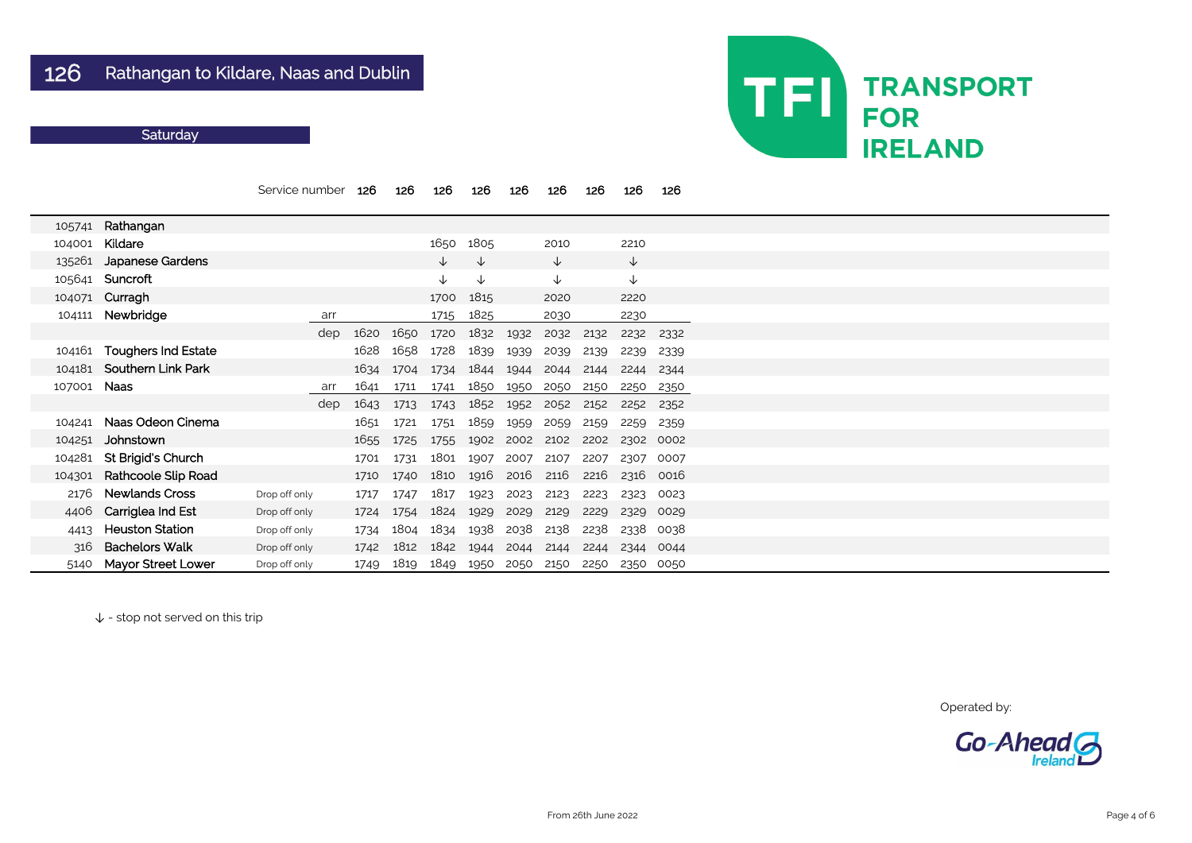# 126 Rathangan to Kildare, Naas and Dublin

## Saturday

TRANSPORT FOR IRELAND

| | | Service number | | 126 | 126 | 126 | 126 | 126 | 126 | 126 | 126 | 126 |
|---|---|---|---|---|---|---|---|---|---|---|---|---|
| 105741 | Rathangan | | | | | | | | | | | |
| 104001 | Kildare | | | | | 1650 | 1805 | | 2010 | | 2210 | |
| 135261 | Japanese Gardens | | | | | ↓ | ↓ | | ↓ | | ↓ | |
| 105641 | Suncroft | | | | | ↓ | ↓ | | ↓ | | ↓ | |
| 104071 | Curragh | | | | | 1700 | 1815 | | 2020 | | 2220 | |
| 104111 | Newbridge | | arr | | | 1715 | 1825 | | 2030 | | 2230 | |
| | | | dep | 1620 | 1650 | 1720 | 1832 | 1932 | 2032 | 2132 | 2232 | 2332 |
| 104161 | Toughers Ind Estate | | | 1628 | 1658 | 1728 | 1839 | 1939 | 2039 | 2139 | 2239 | 2339 |
| 104181 | Southern Link Park | | | 1634 | 1704 | 1734 | 1844 | 1944 | 2044 | 2144 | 2244 | 2344 |
| 107001 | Naas | | arr | 1641 | 1711 | 1741 | 1850 | 1950 | 2050 | 2150 | 2250 | 2350 |
| | | | dep | 1643 | 1713 | 1743 | 1852 | 1952 | 2052 | 2152 | 2252 | 2352 |
| 104241 | Naas Odeon Cinema | | | 1651 | 1721 | 1751 | 1859 | 1959 | 2059 | 2159 | 2259 | 2359 |
| 104251 | Johnstown | | | 1655 | 1725 | 1755 | 1902 | 2002 | 2102 | 2202 | 2302 | 0002 |
| 104281 | St Brigid's Church | | | 1701 | 1731 | 1801 | 1907 | 2007 | 2107 | 2207 | 2307 | 0007 |
| 104301 | Rathcoole Slip Road | | | 1710 | 1740 | 1810 | 1916 | 2016 | 2116 | 2216 | 2316 | 0016 |
| 2176 | Newlands Cross | Drop off only | | 1717 | 1747 | 1817 | 1923 | 2023 | 2123 | 2223 | 2323 | 0023 |
| 4406 | Carriglea Ind Est | Drop off only | | 1724 | 1754 | 1824 | 1929 | 2029 | 2129 | 2229 | 2329 | 0029 |
| 4413 | Heuston Station | Drop off only | | 1734 | 1804 | 1834 | 1938 | 2038 | 2138 | 2238 | 2338 | 0038 |
| 316 | Bachelors Walk | Drop off only | | 1742 | 1812 | 1842 | 1944 | 2044 | 2144 | 2244 | 2344 | 0044 |
| 5140 | Mayor Street Lower | Drop off only | | 1749 | 1819 | 1849 | 1950 | 2050 | 2150 | 2250 | 2350 | 0050 |

↓ - stop not served on this trip

Operated by: Go-Ahead Ireland

From 26th June 2022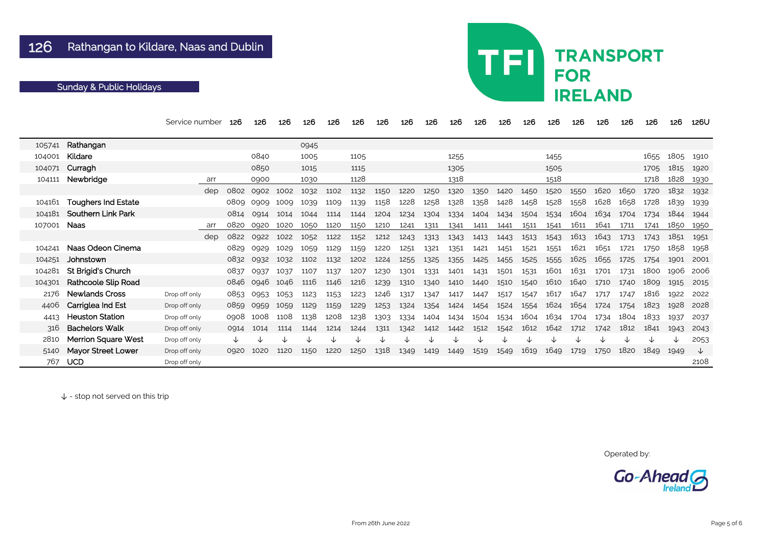# 126 Rathangan to Kildare, Naas and Dublin

## Sunday & Public Holidays

| | Service number | | | 126 | 126 | 126 | 126 | 126 | 126 | 126 | 126 | 126 | 126 | 126 | 126 | 126 | 126 | 126 | 126 | 126 | 126 | 126 | 126U |
|---|---|---|---|---|---|---|---|---|---|---|---|---|---|---|---|---|---|---|---|---|---|---|---|
| 105741 | Rathangan | | | | | | 0945 | | | | | | | | | | | | | | | | |
| 104001 | Kildare | | | | 0840 | | 1005 | | 1105 | | | | 1255 | | | | 1455 | | | | 1655 | 1805 | 1910 |
| 104071 | Curragh | | | | 0850 | | 1015 | | 1115 | | | | 1305 | | | | 1505 | | | | 1705 | 1815 | 1920 |
| 104111 | Newbridge | | arr | | 0900 | | 1030 | | 1128 | | | | 1318 | | | | 1518 | | | | 1718 | 1828 | 1930 |
| | | | dep | 0802 | 0902 | 1002 | 1032 | 1102 | 1132 | 1150 | 1220 | 1250 | 1320 | 1350 | 1420 | 1450 | 1520 | 1550 | 1620 | 1650 | 1720 | 1832 | 1932 |
| 104161 | Toughers Ind Estate | | | 0809 | 0909 | 1009 | 1039 | 1109 | 1139 | 1158 | 1228 | 1258 | 1328 | 1358 | 1428 | 1458 | 1528 | 1558 | 1628 | 1658 | 1728 | 1839 | 1939 |
| 104181 | Southern Link Park | | | 0814 | 0914 | 1014 | 1044 | 1114 | 1144 | 1204 | 1234 | 1304 | 1334 | 1404 | 1434 | 1504 | 1534 | 1604 | 1634 | 1704 | 1734 | 1844 | 1944 |
| 107001 | Naas | | arr | 0820 | 0920 | 1020 | 1050 | 1120 | 1150 | 1210 | 1241 | 1311 | 1341 | 1411 | 1441 | 1511 | 1541 | 1611 | 1641 | 1711 | 1741 | 1850 | 1950 |
| | | | dep | 0822 | 0922 | 1022 | 1052 | 1122 | 1152 | 1212 | 1243 | 1313 | 1343 | 1413 | 1443 | 1513 | 1543 | 1613 | 1643 | 1713 | 1743 | 1851 | 1951 |
| 104241 | Naas Odeon Cinema | | | 0829 | 0929 | 1029 | 1059 | 1129 | 1159 | 1220 | 1251 | 1321 | 1351 | 1421 | 1451 | 1521 | 1551 | 1621 | 1651 | 1721 | 1750 | 1858 | 1958 |
| 104251 | Johnstown | | | 0832 | 0932 | 1032 | 1102 | 1132 | 1202 | 1224 | 1255 | 1325 | 1355 | 1425 | 1455 | 1525 | 1555 | 1625 | 1655 | 1725 | 1754 | 1901 | 2001 |
| 104281 | St Brigid's Church | | | 0837 | 0937 | 1037 | 1107 | 1137 | 1207 | 1230 | 1301 | 1331 | 1401 | 1431 | 1501 | 1531 | 1601 | 1631 | 1701 | 1731 | 1800 | 1906 | 2006 |
| 104301 | Rathcoole Slip Road | | | 0846 | 0946 | 1046 | 1116 | 1146 | 1216 | 1239 | 1310 | 1340 | 1410 | 1440 | 1510 | 1540 | 1610 | 1640 | 1710 | 1740 | 1809 | 1915 | 2015 |
| 2176 | Newlands Cross | Drop off only | | 0853 | 0953 | 1053 | 1123 | 1153 | 1223 | 1246 | 1317 | 1347 | 1417 | 1447 | 1517 | 1547 | 1617 | 1647 | 1717 | 1747 | 1816 | 1922 | 2022 |
| 4406 | Carriglea Ind Est | Drop off only | | 0859 | 0959 | 1059 | 1129 | 1159 | 1229 | 1253 | 1324 | 1354 | 1424 | 1454 | 1524 | 1554 | 1624 | 1654 | 1724 | 1754 | 1823 | 1928 | 2028 |
| 4413 | Heuston Station | Drop off only | | 0908 | 1008 | 1108 | 1138 | 1208 | 1238 | 1303 | 1334 | 1404 | 1434 | 1504 | 1534 | 1604 | 1634 | 1704 | 1734 | 1804 | 1833 | 1937 | 2037 |
| 316 | Bachelors Walk | Drop off only | | 0914 | 1014 | 1114 | 1144 | 1214 | 1244 | 1311 | 1342 | 1412 | 1442 | 1512 | 1542 | 1612 | 1642 | 1712 | 1742 | 1812 | 1841 | 1943 | 2043 |
| 2810 | Merrion Square West | Drop off only | | ↓ | ↓ | ↓ | ↓ | ↓ | ↓ | ↓ | ↓ | ↓ | ↓ | ↓ | ↓ | ↓ | ↓ | ↓ | ↓ | ↓ | ↓ | ↓ | 2053 |
| 5140 | Mayor Street Lower | Drop off only | | 0920 | 1020 | 1120 | 1150 | 1220 | 1250 | 1318 | 1349 | 1419 | 1449 | 1519 | 1549 | 1619 | 1649 | 1719 | 1750 | 1820 | 1849 | 1949 | ↓ |
| 767 | UCD | Drop off only | | | | | | | | | | | | | | | | | | | | | 2108 |

↓ - stop not served on this trip

Operated by: Go-Ahead Ireland

From 26th June 2022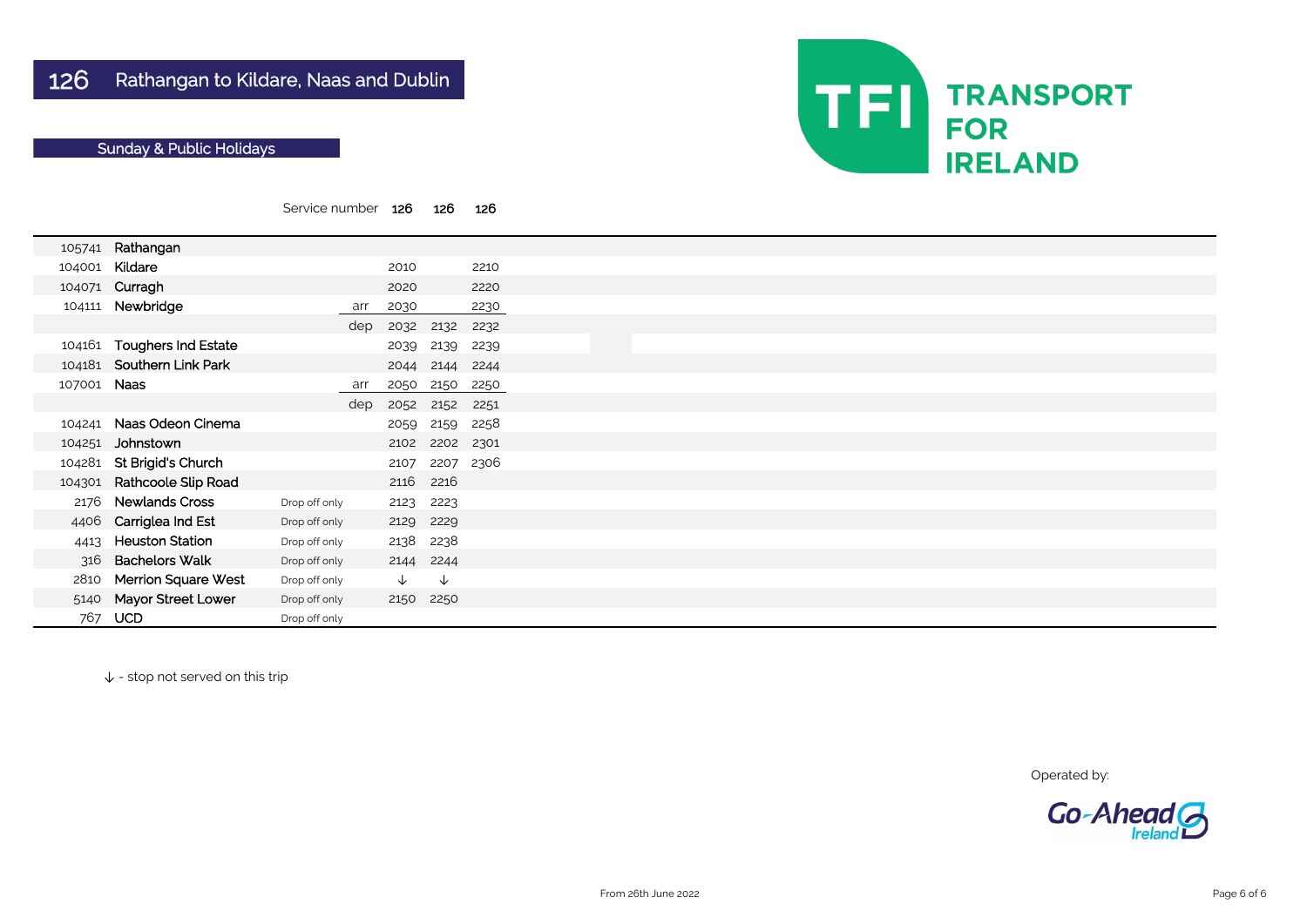# 126 Rathangan to Kildare, Naas and Dublin

## Sunday & Public Holidays

TFI TRANSPORT FOR IRELAND

| | | Service number | | 126 | 126 | 126 |
|---|---|---|---|---|---|---|
| 105741 | Rathangan | | | | | |
| 104001 | Kildare | | | 2010 | | 2210 |
| 104071 | Curragh | | | 2020 | | 2220 |
| 104111 | Newbridge | | arr | 2030 | | 2230 |
| | | | dep | 2032 | 2132 | 2232 |
| 104161 | Toughers Ind Estate | | | 2039 | 2139 | 2239 |
| 104181 | Southern Link Park | | | 2044 | 2144 | 2244 |
| 107001 | Naas | | arr | 2050 | 2150 | 2250 |
| | | | dep | 2052 | 2152 | 2251 |
| 104241 | Naas Odeon Cinema | | | 2059 | 2159 | 2258 |
| 104251 | Johnstown | | | 2102 | 2202 | 2301 |
| 104281 | St Brigid's Church | | | 2107 | 2207 | 2306 |
| 104301 | Rathcoole Slip Road | | | 2116 | 2216 | |
| 2176 | Newlands Cross | Drop off only | | 2123 | 2223 | |
| 4406 | Carriglea Ind Est | Drop off only | | 2129 | 2229 | |
| 4413 | Heuston Station | Drop off only | | 2138 | 2238 | |
| 316 | Bachelors Walk | Drop off only | | 2144 | 2244 | |
| 2810 | Merrion Square West | Drop off only | | ↓ | ↓ | |
| 5140 | Mayor Street Lower | Drop off only | | 2150 | 2250 | |
| 767 | UCD | Drop off only | | | | |

↓ - stop not served on this trip

Operated by: Go-Ahead Ireland

From 26th June 2022